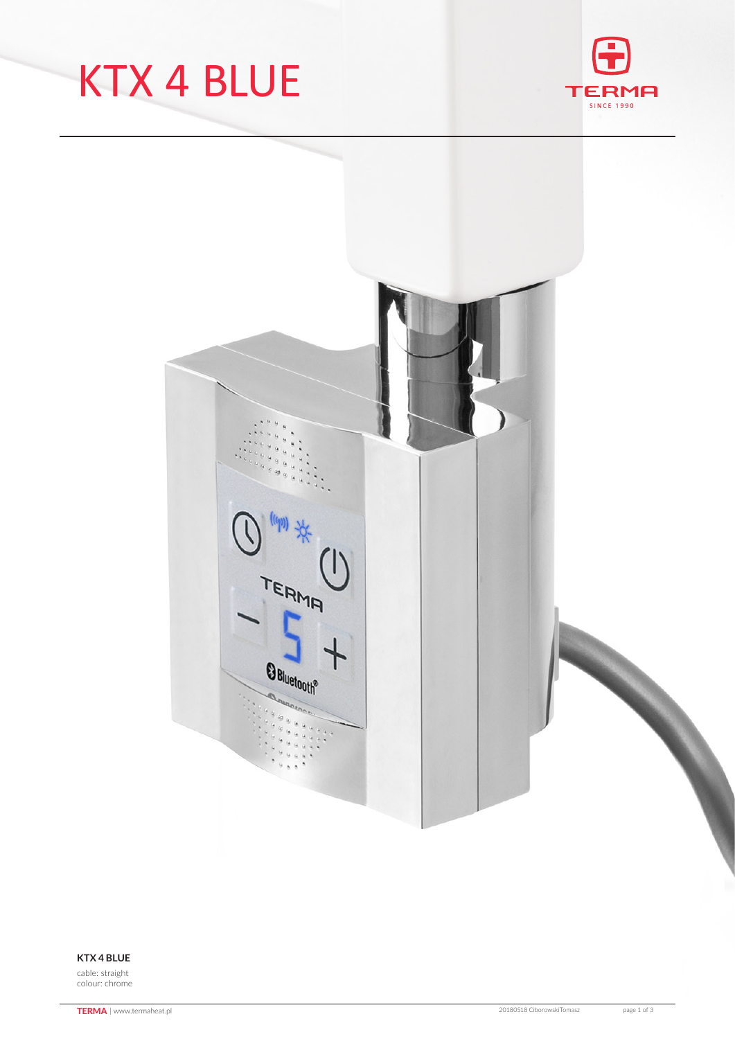# KTX 4 BLUE

**KTX 4 BLUE**

cable: straight
colour: chrome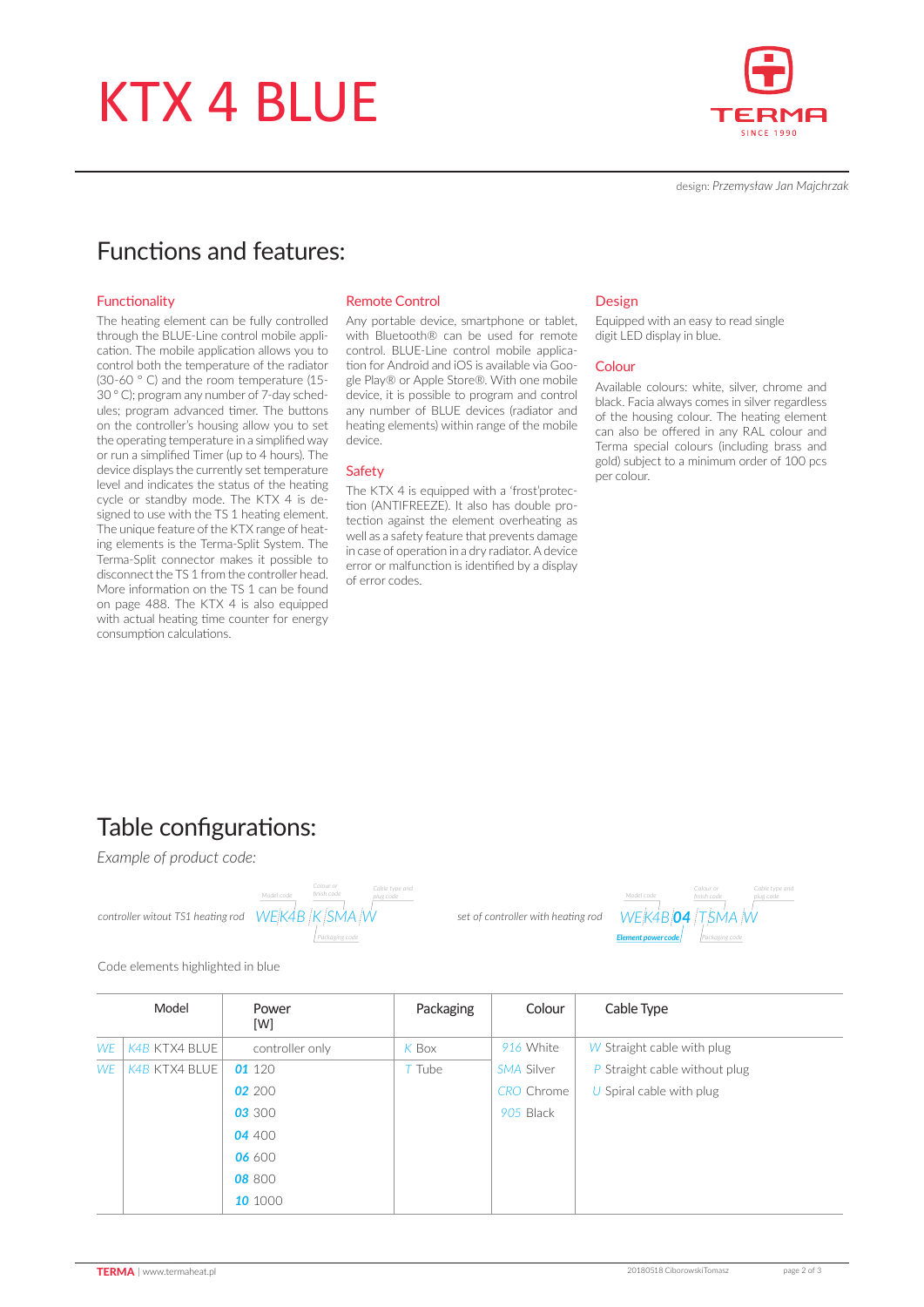# KTX 4 BLUE

design: *Przemysław Jan Majchrzak*

## Functions and features:

### Functionality

The heating element can be fully controlled through the BLUE-Line control mobile application. The mobile application allows you to control both the temperature of the radiator (30-60 ° C) and the room temperature (15-30 ° C); program any number of 7-day schedules; program advanced timer. The buttons on the controller's housing allow you to set the operating temperature in a simplified way or run a simplified Timer (up to 4 hours). The device displays the currently set temperature level and indicates the status of the heating cycle or standby mode. The KTX 4 is designed to use with the TS 1 heating element. The unique feature of the KTX range of heating elements is the Terma-Split System. The Terma-Split connector makes it possible to disconnect the TS 1 from the controller head. More information on the TS 1 can be found on page 488. The KTX 4 is also equipped with actual heating time counter for energy consumption calculations.

### Remote Control

Any portable device, smartphone or tablet, with Bluetooth® can be used for remote control. BLUE-Line control mobile application for Android and iOS is available via Google Play® or Apple Store®. With one mobile device, it is possible to program and control any number of BLUE devices (radiator and heating elements) within range of the mobile device.

### Safety

The KTX 4 is equipped with a 'frost'protection (ANTIFREEZE). It also has double protection against the element overheating as well as a safety feature that prevents damage in case of operation in a dry radiator. A device error or malfunction is identified by a display of error codes.

### Design

Equipped with an easy to read single digit LED display in blue.

### Colour

Available colours: white, silver, chrome and black. Facia always comes in silver regardless of the housing colour. The heating element can also be offered in any RAL colour and Terma special colours (including brass and gold) subject to a minimum order of 100 pcs per colour.

## Table configurations:

*Example of product code:*

*controller witout TS1 heating rod* WE K4B K SMA W (Model code, Packaging code, Colour or finish code, Cable type and plug code)

*set of controller with heating rod* WE K4B **04** T SMA W (Model code, Element power code, Packaging code, Colour or finish code, Cable type and plug code)

Code elements highlighted in blue

| Model | | Power [W] | Packaging | Colour | Cable Type |
|---|---|---|---|---|---|
| WE | K4B KTX4 BLUE | controller only | K Box | 916 White | W Straight cable with plug |
| WE | K4B KTX4 BLUE | **01** 120 | T Tube | SMA Silver | P Straight cable without plug |
| | | **02** 200 | | CRO Chrome | U Spiral cable with plug |
| | | **03** 300 | | 905 Black | |
| | | **04** 400 | | | |
| | | **06** 600 | | | |
| | | **08** 800 | | | |
| | | **10** 1000 | | | |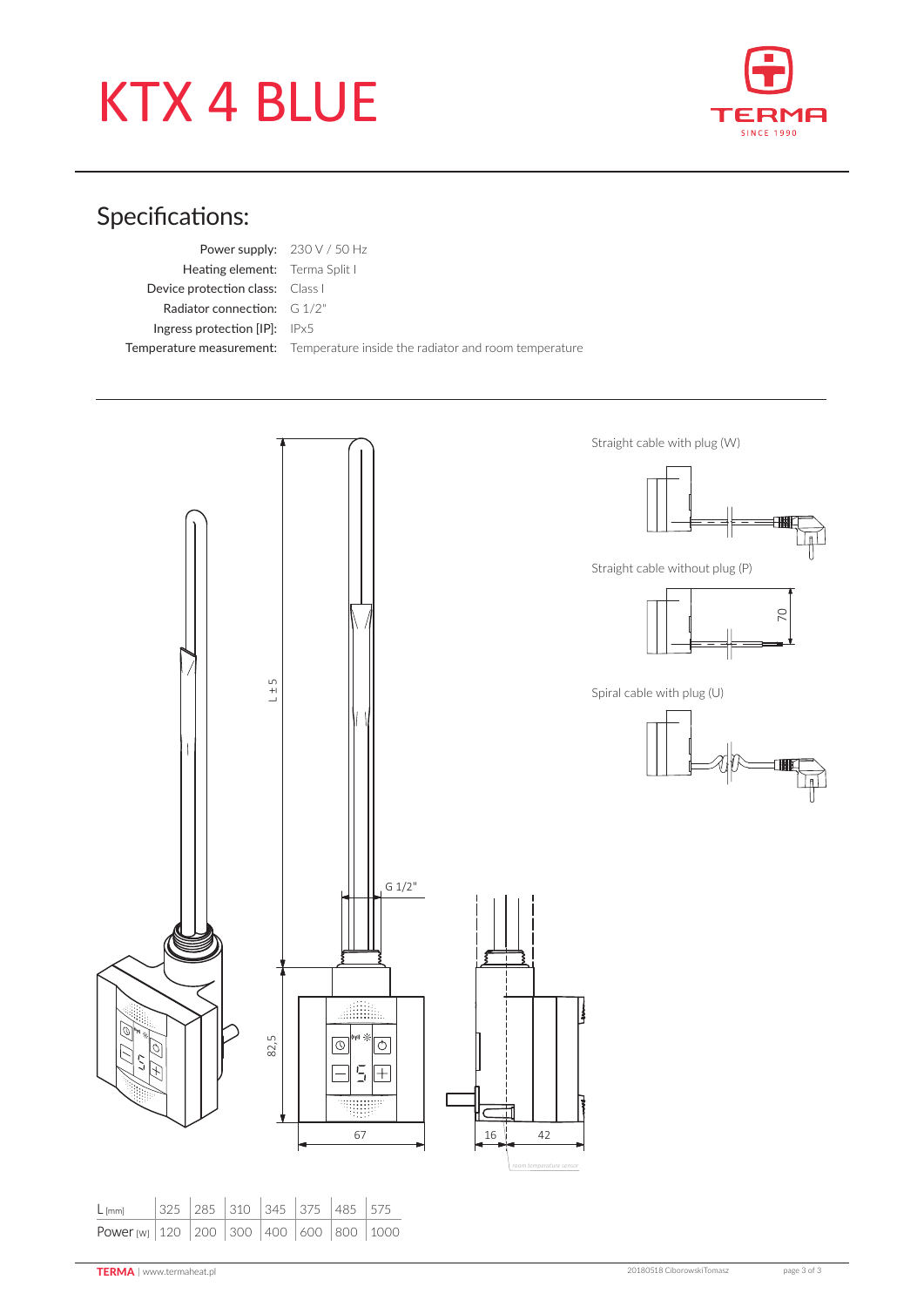# KTX 4 BLUE

## Specifications:

| | |
|---|---|
| Power supply: | 230 V / 50 Hz |
| Heating element: | Terma Split I |
| Device protection class: | Class I |
| Radiator connection: | G 1/2" |
| Ingress protection [IP]: | IPx5 |
| Temperature measurement: | Temperature inside the radiator and room temperature |

Straight cable with plug (W)

Straight cable without plug (P)

70

Spiral cable with plug (U)

L ± 5

G 1/2"

82,5

67

16

42

room temperature sensor

| L [mm] | 325 | 285 | 310 | 345 | 375 | 485 | 575 |
|---|---|---|---|---|---|---|---|
| Power [W] | 120 | 200 | 300 | 400 | 600 | 800 | 1000 |